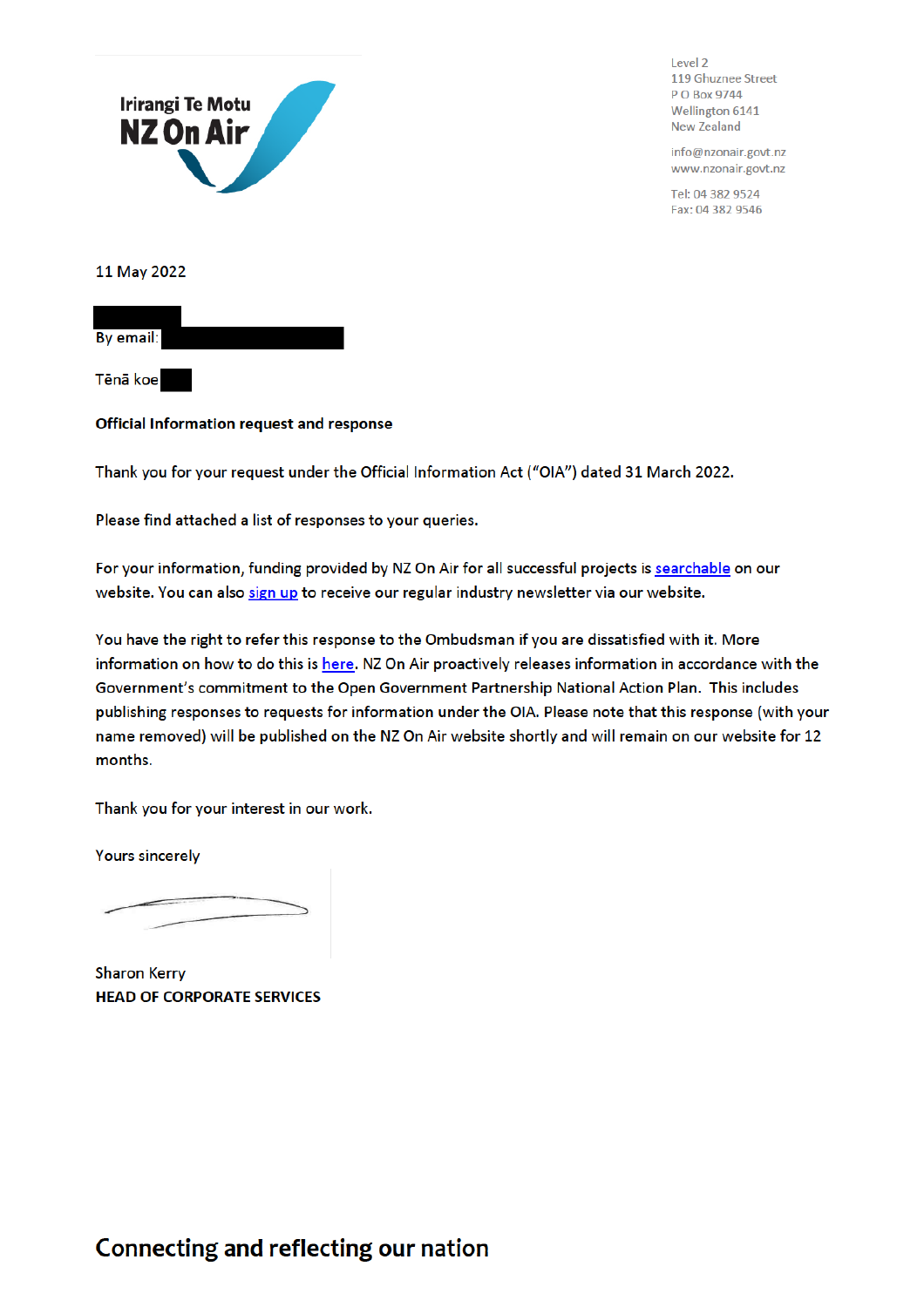Irirangi Te Motu
NZ On Air

Level 2
119 Ghuznee Street
P O Box 9744
Wellington 6141
New Zealand

info@nzonair.govt.nz
www.nzonair.govt.nz

Tel: 04 382 9524
Fax: 04 382 9546

11 May 2022

By email:

Tēnā koe

**Official Information request and response**

Thank you for your request under the Official Information Act ("OIA") dated 31 March 2022.

Please find attached a list of responses to your queries.

For your information, funding provided by NZ On Air for all successful projects is searchable on our website. You can also sign up to receive our regular industry newsletter via our website.

You have the right to refer this response to the Ombudsman if you are dissatisfied with it. More information on how to do this is here. NZ On Air proactively releases information in accordance with the Government's commitment to the Open Government Partnership National Action Plan. This includes publishing responses to requests for information under the OIA. Please note that this response (with your name removed) will be published on the NZ On Air website shortly and will remain on our website for 12 months.

Thank you for your interest in our work.

Yours sincerely

Sharon Kerry
**HEAD OF CORPORATE SERVICES**

**Connecting and reflecting our nation**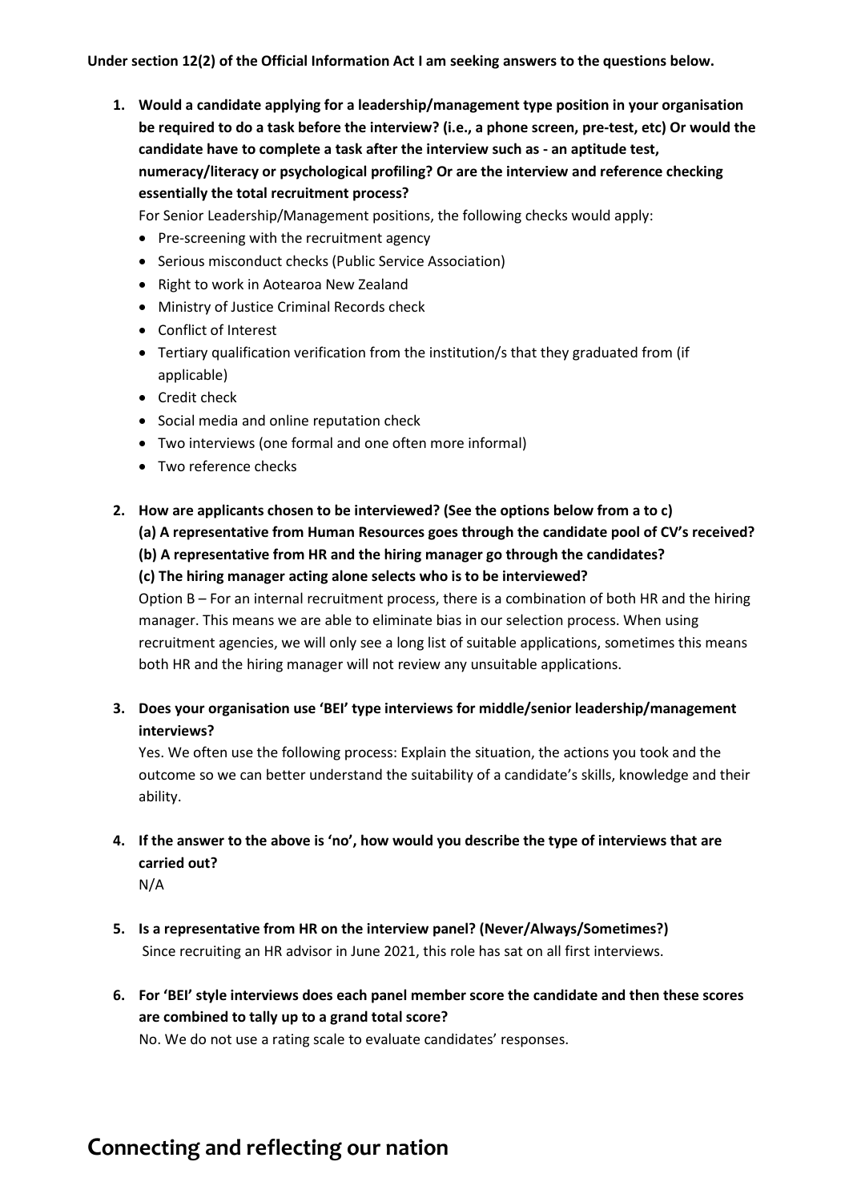**Under section 12(2) of the Official Information Act I am seeking answers to the questions below.**

1. **Would a candidate applying for a leadership/management type position in your organisation be required to do a task before the interview? (i.e., a phone screen, pre-test, etc) Or would the candidate have to complete a task after the interview such as - an aptitude test, numeracy/literacy or psychological profiling? Or are the interview and reference checking essentially the total recruitment process?**

   For Senior Leadership/Management positions, the following checks would apply:

   - Pre-screening with the recruitment agency
   - Serious misconduct checks (Public Service Association)
   - Right to work in Aotearoa New Zealand
   - Ministry of Justice Criminal Records check
   - Conflict of Interest
   - Tertiary qualification verification from the institution/s that they graduated from (if applicable)
   - Credit check
   - Social media and online reputation check
   - Two interviews (one formal and one often more informal)
   - Two reference checks

2. **How are applicants chosen to be interviewed? (See the options below from a to c)**
   **(a) A representative from Human Resources goes through the candidate pool of CV's received?**
   **(b) A representative from HR and the hiring manager go through the candidates?**
   **(c) The hiring manager acting alone selects who is to be interviewed?**

   Option B – For an internal recruitment process, there is a combination of both HR and the hiring manager. This means we are able to eliminate bias in our selection process. When using recruitment agencies, we will only see a long list of suitable applications, sometimes this means both HR and the hiring manager will not review any unsuitable applications.

3. **Does your organisation use 'BEI' type interviews for middle/senior leadership/management interviews?**

   Yes. We often use the following process: Explain the situation, the actions you took and the outcome so we can better understand the suitability of a candidate's skills, knowledge and their ability.

4. **If the answer to the above is 'no', how would you describe the type of interviews that are carried out?**

   N/A

5. **Is a representative from HR on the interview panel? (Never/Always/Sometimes?)**

   Since recruiting an HR advisor in June 2021, this role has sat on all first interviews.

6. **For 'BEI' style interviews does each panel member score the candidate and then these scores are combined to tally up to a grand total score?**

   No. We do not use a rating scale to evaluate candidates' responses.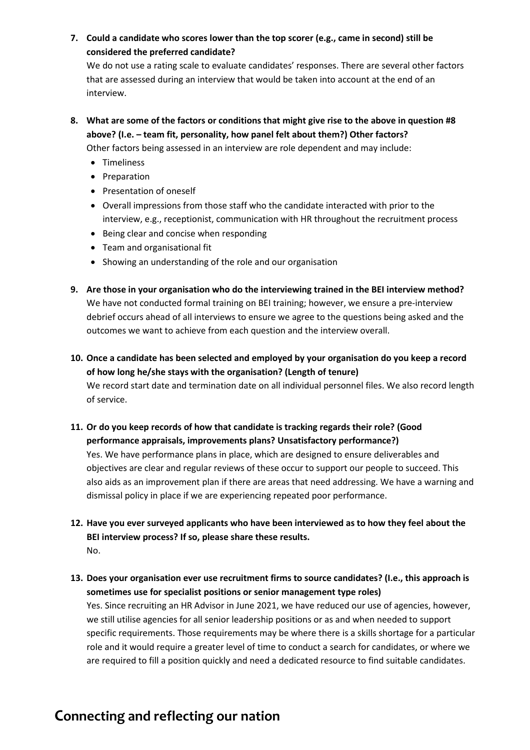7. **Could a candidate who scores lower than the top scorer (e.g., came in second) still be considered the preferred candidate?**

   We do not use a rating scale to evaluate candidates' responses. There are several other factors that are assessed during an interview that would be taken into account at the end of an interview.

8. **What are some of the factors or conditions that might give rise to the above in question #8 above? (I.e. – team fit, personality, how panel felt about them?) Other factors?**

   Other factors being assessed in an interview are role dependent and may include:

   - Timeliness
   - Preparation
   - Presentation of oneself
   - Overall impressions from those staff who the candidate interacted with prior to the interview, e.g., receptionist, communication with HR throughout the recruitment process
   - Being clear and concise when responding
   - Team and organisational fit
   - Showing an understanding of the role and our organisation

9. **Are those in your organisation who do the interviewing trained in the BEI interview method?**

   We have not conducted formal training on BEI training; however, we ensure a pre-interview debrief occurs ahead of all interviews to ensure we agree to the questions being asked and the outcomes we want to achieve from each question and the interview overall.

10. **Once a candidate has been selected and employed by your organisation do you keep a record of how long he/she stays with the organisation? (Length of tenure)**

    We record start date and termination date on all individual personnel files. We also record length of service.

11. **Or do you keep records of how that candidate is tracking regards their role? (Good performance appraisals, improvements plans? Unsatisfactory performance?)**

    Yes. We have performance plans in place, which are designed to ensure deliverables and objectives are clear and regular reviews of these occur to support our people to succeed. This also aids as an improvement plan if there are areas that need addressing. We have a warning and dismissal policy in place if we are experiencing repeated poor performance.

12. **Have you ever surveyed applicants who have been interviewed as to how they feel about the BEI interview process? If so, please share these results.**

    No.

13. **Does your organisation ever use recruitment firms to source candidates? (I.e., this approach is sometimes use for specialist positions or senior management type roles)**

    Yes. Since recruiting an HR Advisor in June 2021, we have reduced our use of agencies, however, we still utilise agencies for all senior leadership positions or as and when needed to support specific requirements. Those requirements may be where there is a skills shortage for a particular role and it would require a greater level of time to conduct a search for candidates, or where we are required to fill a position quickly and need a dedicated resource to find suitable candidates.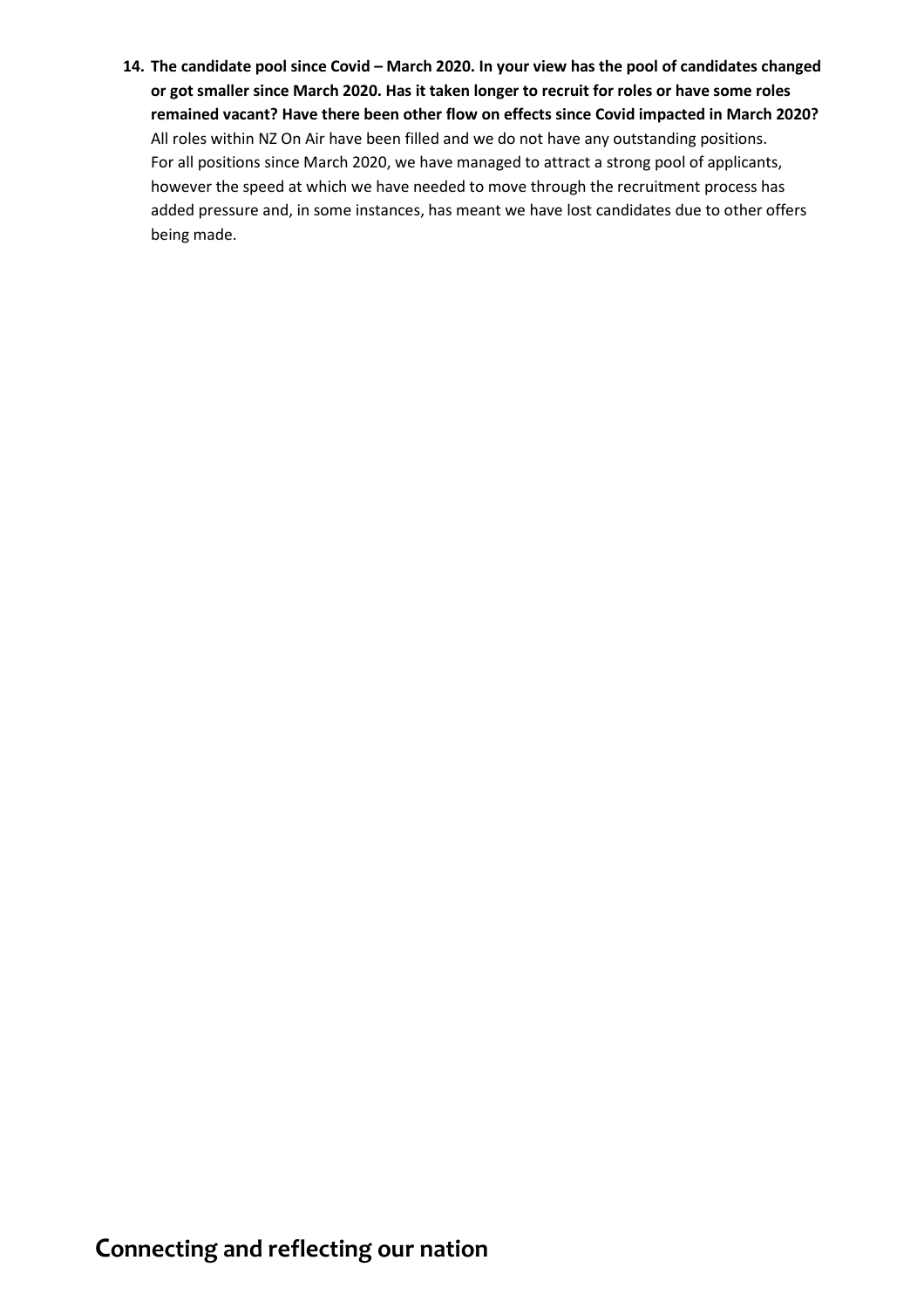14. **The candidate pool since Covid – March 2020. In your view has the pool of candidates changed or got smaller since March 2020. Has it taken longer to recruit for roles or have some roles remained vacant? Have there been other flow on effects since Covid impacted in March 2020?**
    All roles within NZ On Air have been filled and we do not have any outstanding positions.
    For all positions since March 2020, we have managed to attract a strong pool of applicants, however the speed at which we have needed to move through the recruitment process has added pressure and, in some instances, has meant we have lost candidates due to other offers being made.